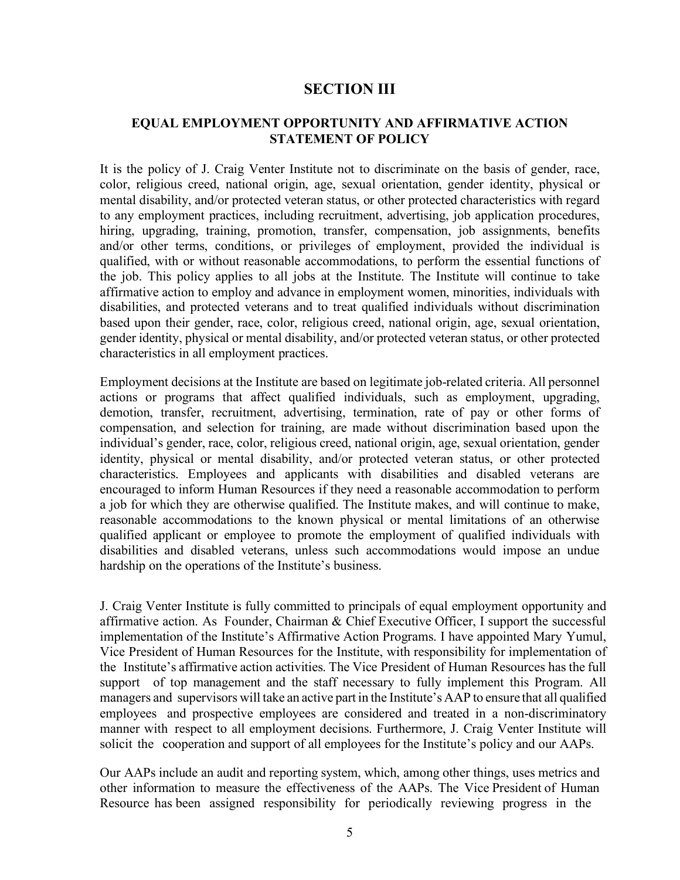# SECTION III

## EQUAL EMPLOYMENT OPPORTUNITY AND AFFIRMATIVE ACTION STATEMENT OF POLICY

It is the policy of J. Craig Venter Institute not to discriminate on the basis of gender, race, color, religious creed, national origin, age, sexual orientation, gender identity, physical or mental disability, and/or protected veteran status, or other protected characteristics with regard to any employment practices, including recruitment, advertising, job application procedures, hiring, upgrading, training, promotion, transfer, compensation, job assignments, benefits and/or other terms, conditions, or privileges of employment, provided the individual is qualified, with or without reasonable accommodations, to perform the essential functions of the job. This policy applies to all jobs at the Institute. The Institute will continue to take affirmative action to employ and advance in employment women, minorities, individuals with disabilities, and protected veterans and to treat qualified individuals without discrimination based upon their gender, race, color, religious creed, national origin, age, sexual orientation, gender identity, physical or mental disability, and/or protected veteran status, or other protected characteristics in all employment practices.

Employment decisions at the Institute are based on legitimate job-related criteria. All personnel actions or programs that affect qualified individuals, such as employment, upgrading, demotion, transfer, recruitment, advertising, termination, rate of pay or other forms of compensation, and selection for training, are made without discrimination based upon the individual's gender, race, color, religious creed, national origin, age, sexual orientation, gender identity, physical or mental disability, and/or protected veteran status, or other protected characteristics. Employees and applicants with disabilities and disabled veterans are encouraged to inform Human Resources if they need a reasonable accommodation to perform a job for which they are otherwise qualified. The Institute makes, and will continue to make, reasonable accommodations to the known physical or mental limitations of an otherwise qualified applicant or employee to promote the employment of qualified individuals with disabilities and disabled veterans, unless such accommodations would impose an undue hardship on the operations of the Institute's business.

J. Craig Venter Institute is fully committed to principals of equal employment opportunity and affirmative action. As Founder, Chairman & Chief Executive Officer, I support the successful implementation of the Institute's Affirmative Action Programs. I have appointed Mary Yumul, Vice President of Human Resources for the Institute, with responsibility for implementation of the Institute's affirmative action activities. The Vice President of Human Resources has the full support of top management and the staff necessary to fully implement this Program. All managers and supervisors will take an active part in the Institute's AAP to ensure that all qualified employees and prospective employees are considered and treated in a non-discriminatory manner with respect to all employment decisions. Furthermore, J. Craig Venter Institute will solicit the cooperation and support of all employees for the Institute's policy and our AAPs.

Our AAPs include an audit and reporting system, which, among other things, uses metrics and other information to measure the effectiveness of the AAPs. The Vice President of Human Resource has been assigned responsibility for periodically reviewing progress in the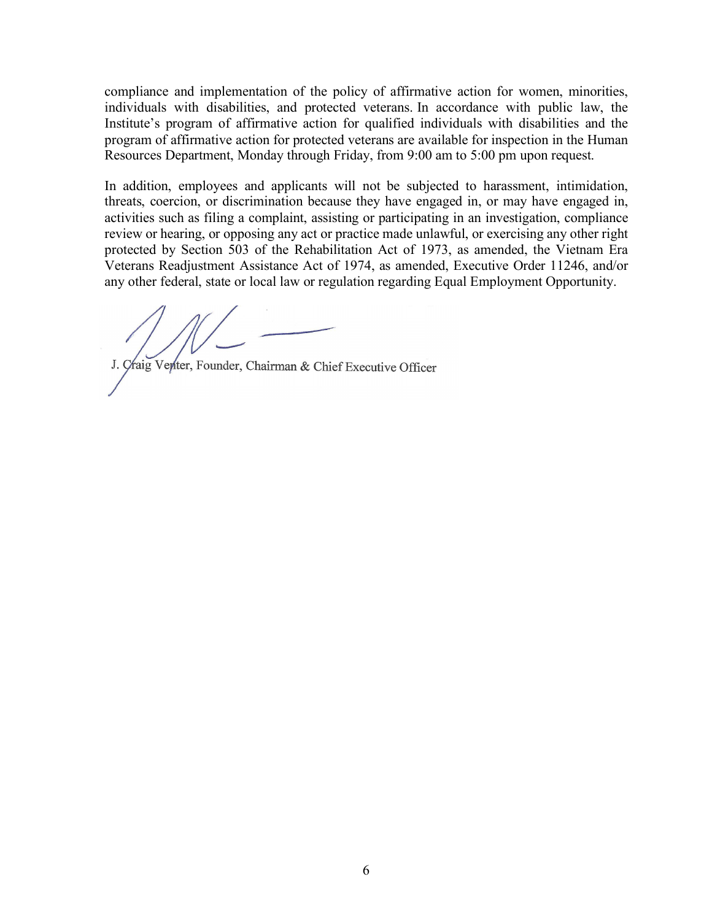compliance and implementation of the policy of affirmative action for women, minorities, individuals with disabilities, and protected veterans. In accordance with public law, the Institute's program of affirmative action for qualified individuals with disabilities and the program of affirmative action for protected veterans are available for inspection in the Human Resources Department, Monday through Friday, from 9:00 am to 5:00 pm upon request.

In addition, employees and applicants will not be subjected to harassment, intimidation, threats, coercion, or discrimination because they have engaged in, or may have engaged in, activities such as filing a complaint, assisting or participating in an investigation, compliance review or hearing, or opposing any act or practice made unlawful, or exercising any other right protected by Section 503 of the Rehabilitation Act of 1973, as amended, the Vietnam Era Veterans Readjustment Assistance Act of 1974, as amended, Executive Order 11246, and/or any other federal, state or local law or regulation regarding Equal Employment Opportunity.

J. Craig Venter, Founder, Chairman & Chief Executive Officer